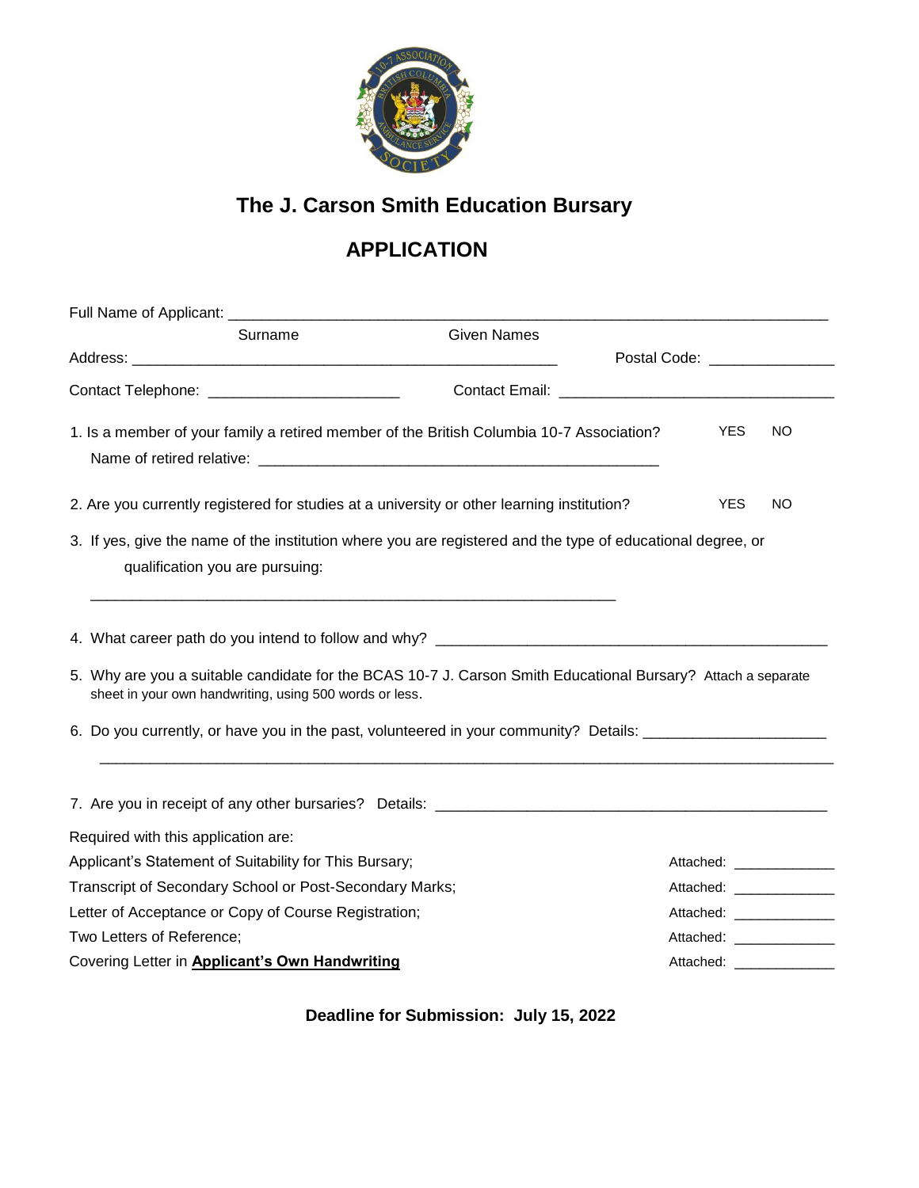# The J. Carson Smith Education Bursary

## APPLICATION

Full Name of Applicant: ______________________________________________________________

Surname Given Names

Address: ____________________________________________ Postal Code: ______________

Contact Telephone: ______________________ Contact Email: ________________________________

1. Is a member of your family a retired member of the British Columbia 10-7 Association? YES NO

   Name of retired relative: ______________________________________________

2. Are you currently registered for studies at a university or other learning institution? YES NO

3. If yes, give the name of the institution where you are registered and the type of educational degree, or qualification you are pursuing:

   ______________________________________________________________

4. What career path do you intend to follow and why? ______________________________________________

5. Why are you a suitable candidate for the BCAS 10-7 J. Carson Smith Educational Bursary? Attach a separate sheet in your own handwriting, using 500 words or less.

6. Do you currently, or have you in the past, volunteered in your community? Details: _____________________

   ________________________________________________________________________________

7. Are you in receipt of any other bursaries? Details: ______________________________________________

Required with this application are:

| | |
|---|---|
| Applicant's Statement of Suitability for This Bursary; | Attached: ____________ |
| Transcript of Secondary School or Post-Secondary Marks; | Attached: ____________ |
| Letter of Acceptance or Copy of Course Registration; | Attached: ____________ |
| Two Letters of Reference; | Attached: ____________ |
| Covering Letter in **Applicant's Own Handwriting** | Attached: ____________ |

**Deadline for Submission: July 15, 2022**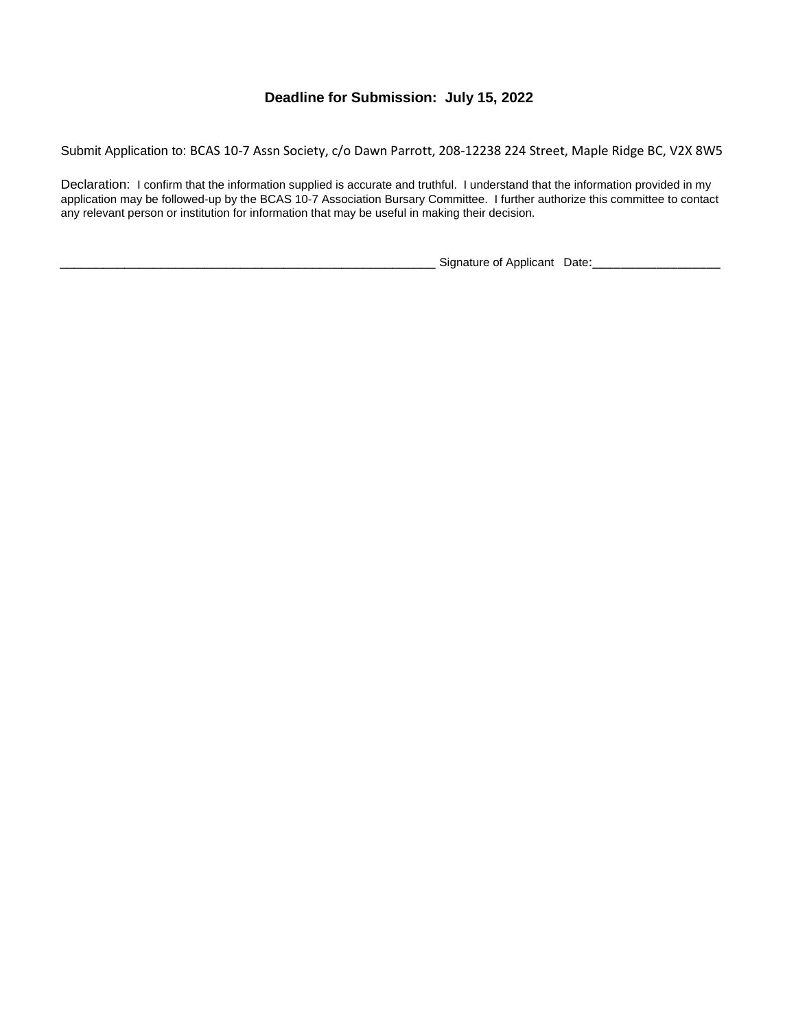**Deadline for Submission: July 15, 2022**

Submit Application to: BCAS 10-7 Assn Society, c/o Dawn Parrott, 208-12238 224 Street, Maple Ridge BC, V2X 8W5

Declaration: I confirm that the information supplied is accurate and truthful. I understand that the information provided in my application may be followed-up by the BCAS 10-7 Association Bursary Committee. I further authorize this committee to contact any relevant person or institution for information that may be useful in making their decision.

_________________________________________________________ Signature of Applicant Date:___________________